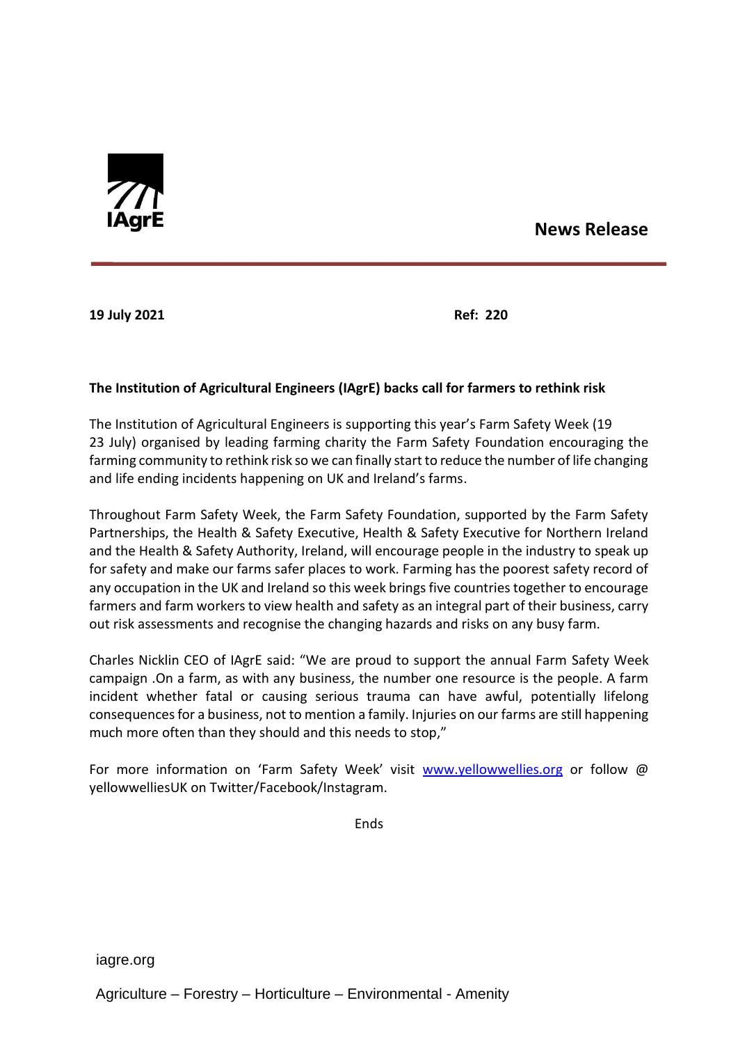IAgrE

**News Release**

**19 July 2021** **Ref: 220**

**The Institution of Agricultural Engineers (IAgrE) backs call for farmers to rethink risk**

The Institution of Agricultural Engineers is supporting this year's Farm Safety Week (19 23 July) organised by leading farming charity the Farm Safety Foundation encouraging the farming community to rethink risk so we can finally start to reduce the number of life changing and life ending incidents happening on UK and Ireland's farms.

Throughout Farm Safety Week, the Farm Safety Foundation, supported by the Farm Safety Partnerships, the Health & Safety Executive, Health & Safety Executive for Northern Ireland and the Health & Safety Authority, Ireland, will encourage people in the industry to speak up for safety and make our farms safer places to work. Farming has the poorest safety record of any occupation in the UK and Ireland so this week brings five countries together to encourage farmers and farm workers to view health and safety as an integral part of their business, carry out risk assessments and recognise the changing hazards and risks on any busy farm.

Charles Nicklin CEO of IAgrE said: "We are proud to support the annual Farm Safety Week campaign .On a farm, as with any business, the number one resource is the people. A farm incident whether fatal or causing serious trauma can have awful, potentially lifelong consequences for a business, not to mention a family. Injuries on our farms are still happening much more often than they should and this needs to stop,"

For more information on 'Farm Safety Week' visit [www.yellowwellies.org](http://www.yellowwellies.org) or follow @ yellowwelliesUK on Twitter/Facebook/Instagram.

Ends

iagre.org

Agriculture – Forestry – Horticulture – Environmental - Amenity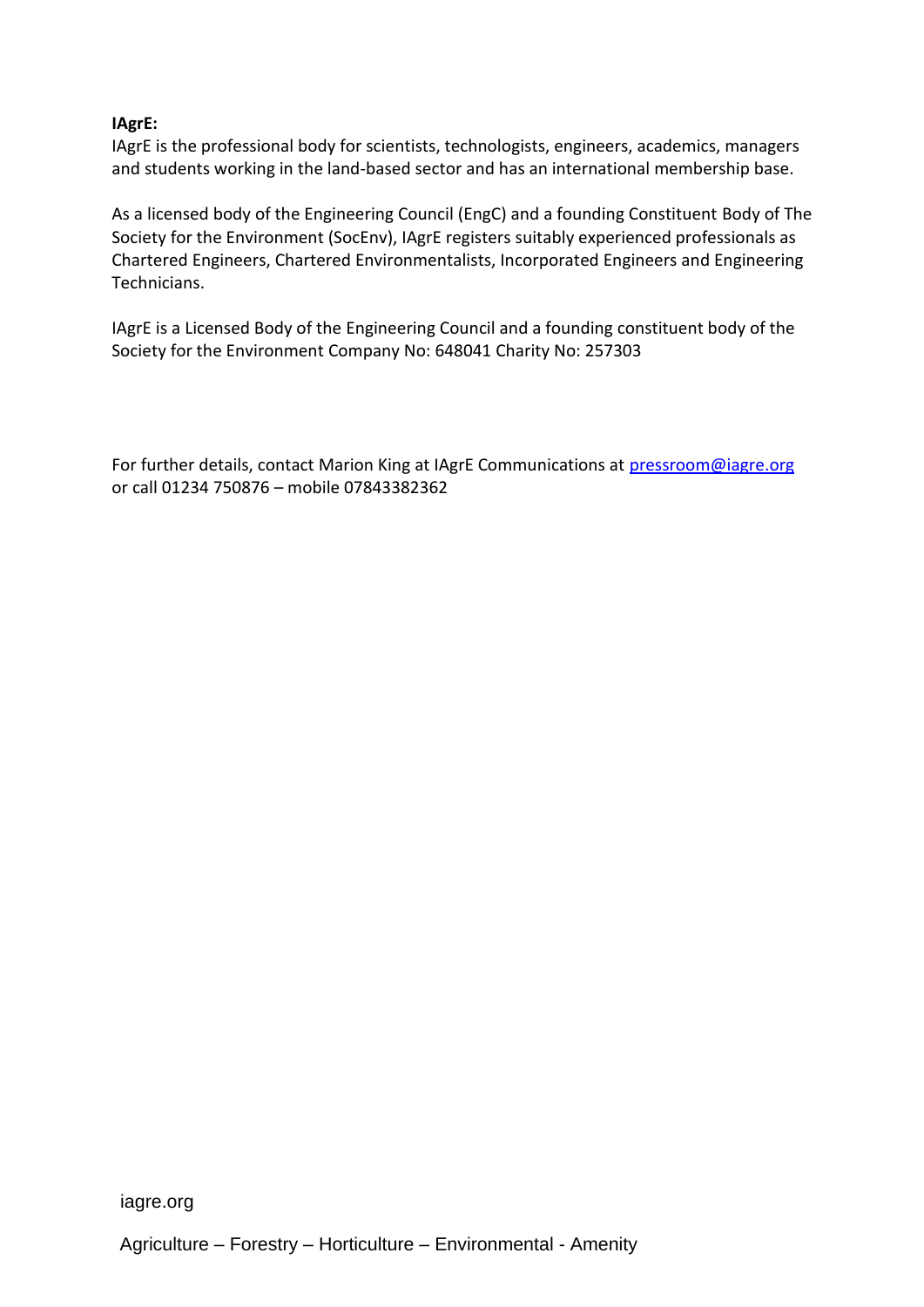**IAgrE:**

IAgrE is the professional body for scientists, technologists, engineers, academics, managers and students working in the land-based sector and has an international membership base.

As a licensed body of the Engineering Council (EngC) and a founding Constituent Body of The Society for the Environment (SocEnv), IAgrE registers suitably experienced professionals as Chartered Engineers, Chartered Environmentalists, Incorporated Engineers and Engineering Technicians.

IAgrE is a Licensed Body of the Engineering Council and a founding constituent body of the Society for the Environment Company No: 648041 Charity No: 257303

For further details, contact Marion King at IAgrE Communications at pressroom@iagre.org or call 01234 750876 – mobile 07843382362

iagre.org

Agriculture – Forestry – Horticulture – Environmental - Amenity